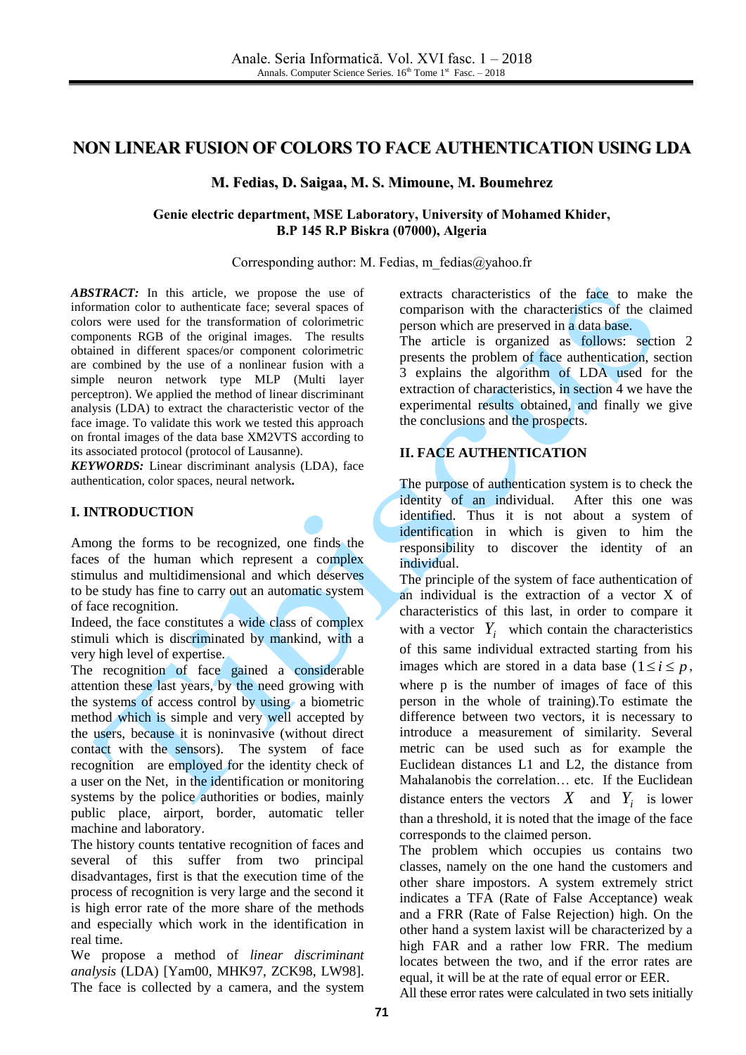# NON LINEAR FUSION OF COLORS TO FACE AUTHENTICATION USING LDA

**M. Fedias, D. Saigaa, M. S. Mimoune, M. Boumehrez**

**Genie electric department, MSE Laboratory, University of Mohamed Khider, B.P 145 R.P Biskra (07000), Algeria**

Corresponding author: M. Fedias, m_fedias@yahoo.fr

***ABSTRACT:*** In this article, we propose the use of information color to authenticate face; several spaces of colors were used for the transformation of colorimetric components RGB of the original images. The results obtained in different spaces/or component colorimetric are combined by the use of a nonlinear fusion with a simple neuron network type MLP (Multi layer perceptron). We applied the method of linear discriminant analysis (LDA) to extract the characteristic vector of the face image. To validate this work we tested this approach on frontal images of the data base XM2VTS according to its associated protocol (protocol of Lausanne).

***KEYWORDS:*** Linear discriminant analysis (LDA), face authentication, color spaces, neural network**.**

## I. INTRODUCTION

Among the forms to be recognized, one finds the faces of the human which represent a complex stimulus and multidimensional and which deserves to be study has fine to carry out an automatic system of face recognition.

Indeed, the face constitutes a wide class of complex stimuli which is discriminated by mankind, with a very high level of expertise.

The recognition of face gained a considerable attention these last years, by the need growing with the systems of access control by using a biometric method which is simple and very well accepted by the users, because it is noninvasive (without direct contact with the sensors). The system of face recognition are employed for the identity check of a user on the Net, in the identification or monitoring systems by the police authorities or bodies, mainly public place, airport, border, automatic teller machine and laboratory.

The history counts tentative recognition of faces and several of this suffer from two principal disadvantages, first is that the execution time of the process of recognition is very large and the second it is high error rate of the more share of the methods and especially which work in the identification in real time.

We propose a method of *linear discriminant analysis* (LDA) [Yam00, MHK97, ZCK98, LW98]. The face is collected by a camera, and the system extracts characteristics of the face to make the comparison with the characteristics of the claimed person which are preserved in a data base.

The article is organized as follows: section 2 presents the problem of face authentication, section 3 explains the algorithm of LDA used for the extraction of characteristics, in section 4 we have the experimental results obtained, and finally we give the conclusions and the prospects.

## II. FACE AUTHENTICATION

The purpose of authentication system is to check the identity of an individual. After this one was identified. Thus it is not about a system of identification in which is given to him the responsibility to discover the identity of an individual.

The principle of the system of face authentication of an individual is the extraction of a vector X of characteristics of this last, in order to compare it with a vector $Y_i$ which contain the characteristics of this same individual extracted starting from his images which are stored in a data base ($1 \le i \le p$, where p is the number of images of face of this person in the whole of training).To estimate the difference between two vectors, it is necessary to introduce a measurement of similarity. Several metric can be used such as for example the Euclidean distances L1 and L2, the distance from Mahalanobis the correlation… etc. If the Euclidean distance enters the vectors $X$ and $Y_i$ is lower than a threshold, it is noted that the image of the face corresponds to the claimed person.

The problem which occupies us contains two classes, namely on the one hand the customers and other share impostors. A system extremely strict indicates a TFA (Rate of False Acceptance) weak and a FRR (Rate of False Rejection) high. On the other hand a system laxist will be characterized by a high FAR and a rather low FRR. The medium locates between the two, and if the error rates are equal, it will be at the rate of equal error or EER.

All these error rates were calculated in two sets initially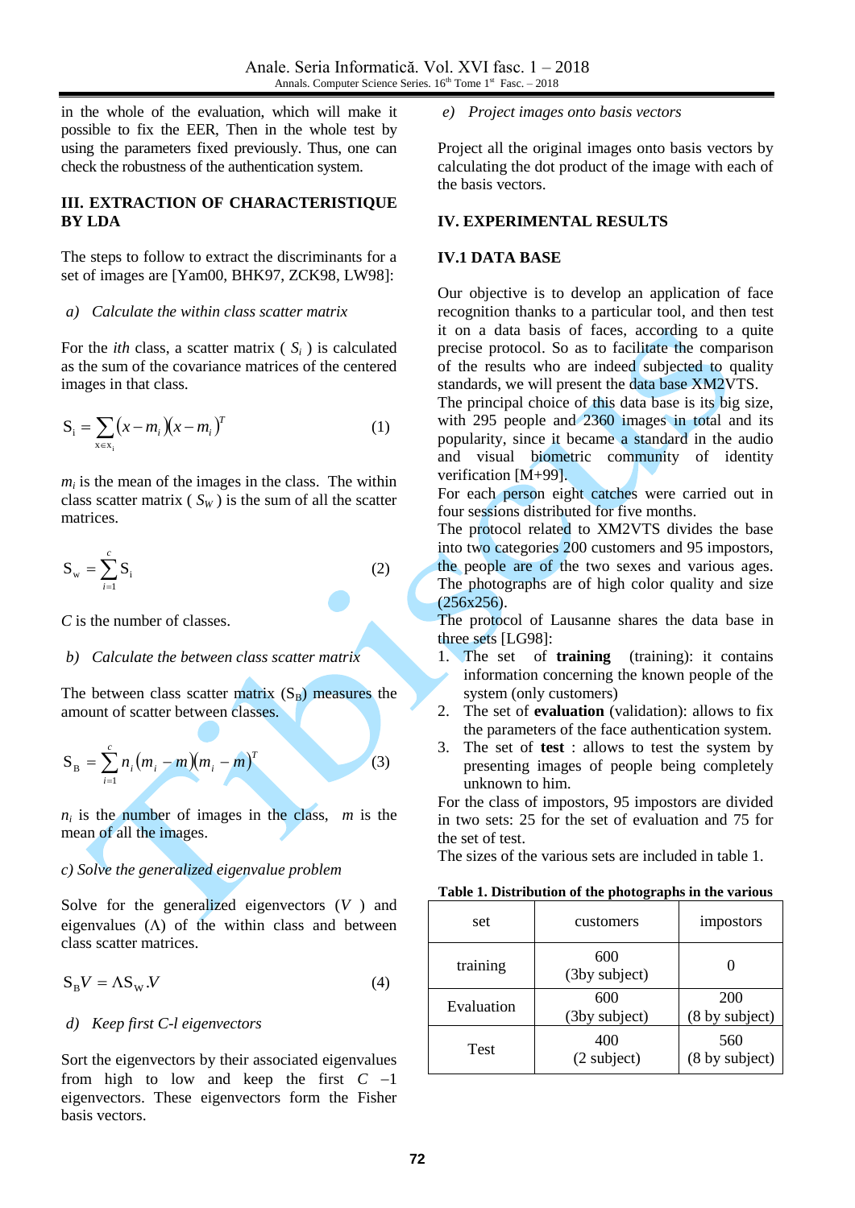in the whole of the evaluation, which will make it possible to fix the EER, Then in the whole test by using the parameters fixed previously. Thus, one can check the robustness of the authentication system.

## III. EXTRACTION OF CHARACTERISTIQUE BY LDA

The steps to follow to extract the discriminants for a set of images are [Yam00, BHK97, ZCK98, LW98]:

*a) Calculate the within class scatter matrix*

For the *ith* class, a scatter matrix ( $S_i$ ) is calculated as the sum of the covariance matrices of the centered images in that class.

$$S_i = \sum_{x \in x_i} (x - m_i)(x - m_i)^T \tag{1}$$

$m_i$ is the mean of the images in the class. The within class scatter matrix ( $S_W$ ) is the sum of all the scatter matrices.

$$S_w = \sum_{i=1}^{c} S_i \tag{2}$$

*C* is the number of classes.

*b) Calculate the between class scatter matrix*

The between class scatter matrix ($S_B$) measures the amount of scatter between classes.

$$S_B = \sum_{i=1}^{c} n_i (m_i - m)(m_i - m)^T \tag{3}$$

$n_i$ is the number of images in the class, $m$ is the mean of all the images.

*c) Solve the generalized eigenvalue problem*

Solve for the generalized eigenvectors ($V$ ) and eigenvalues ($\Lambda$) of the within class and between class scatter matrices.

$$S_B V = \Lambda S_W . V \tag{4}$$

*d) Keep first C-l eigenvectors*

Sort the eigenvectors by their associated eigenvalues from high to low and keep the first $C - 1$ eigenvectors. These eigenvectors form the Fisher basis vectors.

*e) Project images onto basis vectors*

Project all the original images onto basis vectors by calculating the dot product of the image with each of the basis vectors.

## IV. EXPERIMENTAL RESULTS

### IV.1 DATA BASE

Our objective is to develop an application of face recognition thanks to a particular tool, and then test it on a data basis of faces, according to a quite precise protocol. So as to facilitate the comparison of the results who are indeed subjected to quality standards, we will present the data base XM2VTS.

The principal choice of this data base is its big size, with 295 people and 2360 images in total and its popularity, since it became a standard in the audio and visual biometric community of identity verification [M+99].

For each person eight catches were carried out in four sessions distributed for five months.

The protocol related to XM2VTS divides the base into two categories 200 customers and 95 impostors, the people are of the two sexes and various ages. The photographs are of high color quality and size (256x256).

The protocol of Lausanne shares the data base in three sets [LG98]:

1. The set of **training** (training): it contains information concerning the known people of the system (only customers)
2. The set of **evaluation** (validation): allows to fix the parameters of the face authentication system.
3. The set of **test** : allows to test the system by presenting images of people being completely unknown to him.

For the class of impostors, 95 impostors are divided in two sets: 25 for the set of evaluation and 75 for the set of test.

The sizes of the various sets are included in table 1.

**Table 1. Distribution of the photographs in the various**

| set | customers | impostors |
|---|---|---|
| training | 600 (3by subject) | 0 |
| Evaluation | 600 (3by subject) | 200 (8 by subject) |
| Test | 400 (2 subject) | 560 (8 by subject) |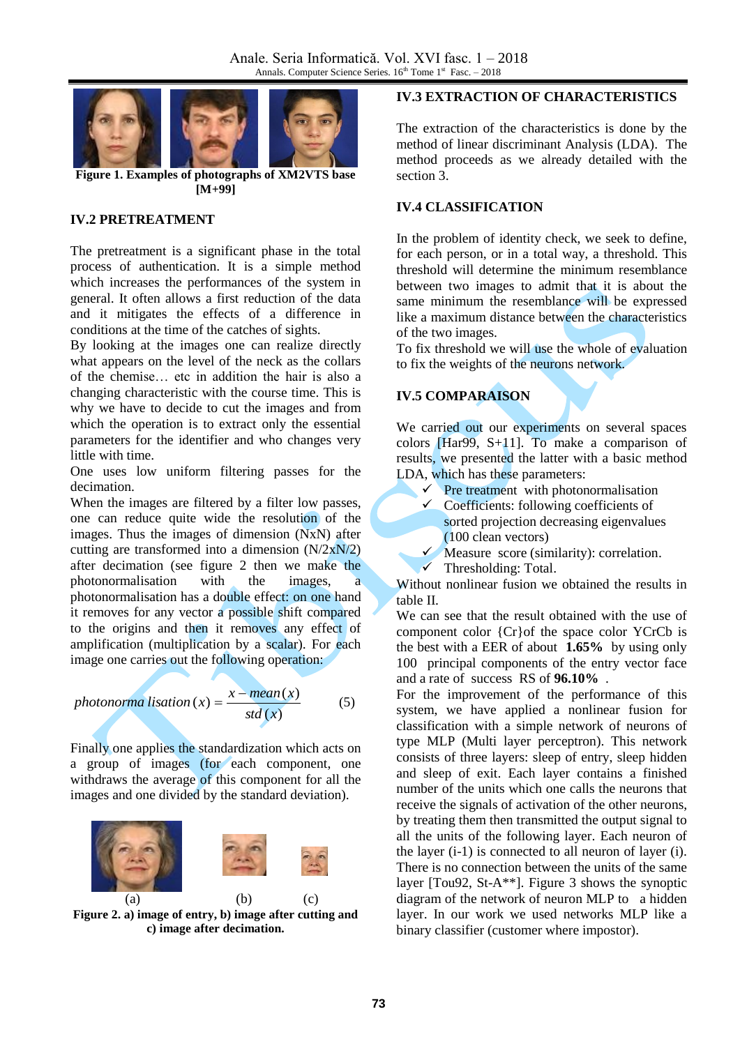Figure 1. Examples of photographs of XM2VTS base [M+99]

### IV.2 PRETREATMENT

The pretreatment is a significant phase in the total process of authentication. It is a simple method which increases the performances of the system in general. It often allows a first reduction of the data and it mitigates the effects of a difference in conditions at the time of the catches of sights.

By looking at the images one can realize directly what appears on the level of the neck as the collars of the chemise… etc in addition the hair is also a changing characteristic with the course time. This is why we have to decide to cut the images and from which the operation is to extract only the essential parameters for the identifier and who changes very little with time.

One uses low uniform filtering passes for the decimation.

When the images are filtered by a filter low passes, one can reduce quite wide the resolution of the images. Thus the images of dimension (NxN) after cutting are transformed into a dimension (N/2xN/2) after decimation (see figure 2 then we make the photonormalisation with the images, a photonormalisation has a double effect: on one hand it removes for any vector a possible shift compared to the origins and then it removes any effect of amplification (multiplication by a scalar). For each image one carries out the following operation:

$$photonormalisation(x) = \frac{x - mean(x)}{std(x)} \quad (5)$$

Finally one applies the standardization which acts on a group of images (for each component, one withdraws the average of this component for all the images and one divided by the standard deviation).

(a) (b) (c)

Figure 2. a) image of entry, b) image after cutting and c) image after decimation.

### IV.3 EXTRACTION OF CHARACTERISTICS

The extraction of the characteristics is done by the method of linear discriminant Analysis (LDA). The method proceeds as we already detailed with the section 3.

### IV.4 CLASSIFICATION

In the problem of identity check, we seek to define, for each person, or in a total way, a threshold. This threshold will determine the minimum resemblance between two images to admit that it is about the same minimum the resemblance will be expressed like a minimum distance between the characteristics of the two images.

To fix threshold we will use the whole of evaluation to fix the weights of the neurons network.

### IV.5 COMPARAISON

We carried out our experiments on several spaces colors [Har99, S+11]. To make a comparison of results, we presented the latter with a basic method LDA, which has these parameters:

- ✓ Pre treatment with photonormalisation
- ✓ Coefficients: following coefficients of sorted projection decreasing eigenvalues (100 clean vectors)
- ✓ Measure score (similarity): correlation.
- ✓ Thresholding: Total.

Without nonlinear fusion we obtained the results in table II.

We can see that the result obtained with the use of component color {Cr}of the space color YCrCb is the best with a EER of about **1.65%** by using only 100 principal components of the entry vector face and a rate of success RS of **96.10%** .

For the improvement of the performance of this system, we have applied a nonlinear fusion for classification with a simple network of neurons of type MLP (Multi layer perceptron). This network consists of three layers: sleep of entry, sleep hidden and sleep of exit. Each layer contains a finished number of the units which one calls the neurons that receive the signals of activation of the other neurons, by treating them then transmitted the output signal to all the units of the following layer. Each neuron of the layer (i-1) is connected to all neuron of layer (i). There is no connection between the units of the same layer [Tou92, St-A**]. Figure 3 shows the synoptic diagram of the network of neuron MLP to a hidden layer. In our work we used networks MLP like a binary classifier (customer where impostor).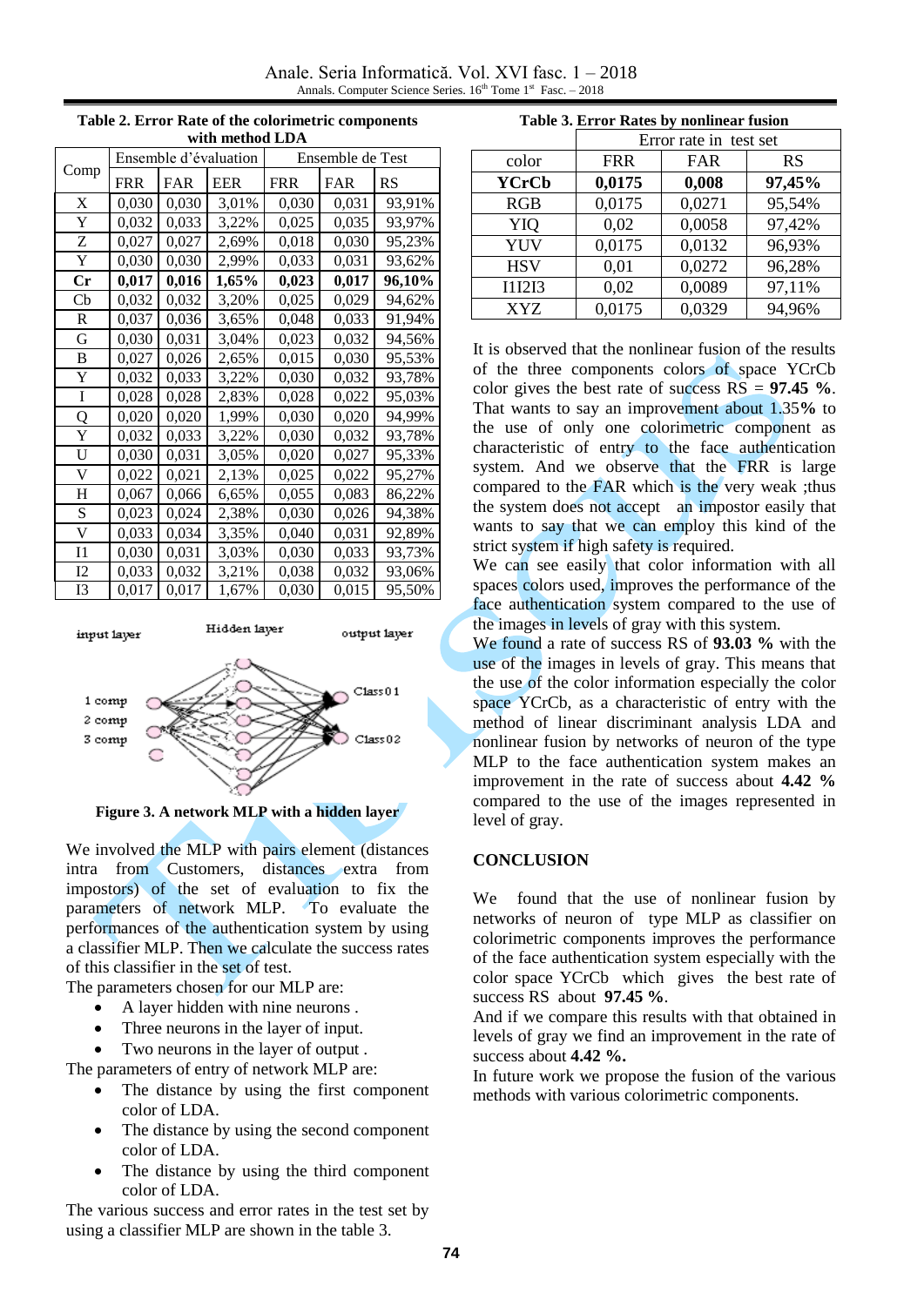**Table 2. Error Rate of the colorimetric components with method LDA**

| Comp | Ensemble d'évaluation | | | Ensemble de Test | | |
|---|---|---|---|---|---|---|
| | FRR | FAR | EER | FRR | FAR | RS |
| X | 0,030 | 0,030 | 3,01% | 0,030 | 0,031 | 93,91% |
| Y | 0,032 | 0,033 | 3,22% | 0,025 | 0,035 | 93,97% |
| Z | 0,027 | 0,027 | 2,69% | 0,018 | 0,030 | 95,23% |
| Y | 0,030 | 0,030 | 2,99% | 0,033 | 0,031 | 93,62% |
| **Cr** | **0,017** | **0,016** | **1,65%** | **0,023** | **0,017** | **96,10%** |
| Cb | 0,032 | 0,032 | 3,20% | 0,025 | 0,029 | 94,62% |
| R | 0,037 | 0,036 | 3,65% | 0,048 | 0,033 | 91,94% |
| G | 0,030 | 0,031 | 3,04% | 0,023 | 0,032 | 94,56% |
| B | 0,027 | 0,026 | 2,65% | 0,015 | 0,030 | 95,53% |
| Y | 0,032 | 0,033 | 3,22% | 0,030 | 0,032 | 93,78% |
| I | 0,028 | 0,028 | 2,83% | 0,028 | 0,022 | 95,03% |
| Q | 0,020 | 0,020 | 1,99% | 0,030 | 0,020 | 94,99% |
| Y | 0,032 | 0,033 | 3,22% | 0,030 | 0,032 | 93,78% |
| U | 0,030 | 0,031 | 3,05% | 0,020 | 0,027 | 95,33% |
| V | 0,022 | 0,021 | 2,13% | 0,025 | 0,022 | 95,27% |
| H | 0,067 | 0,066 | 6,65% | 0,055 | 0,083 | 86,22% |
| S | 0,023 | 0,024 | 2,38% | 0,030 | 0,026 | 94,38% |
| V | 0,033 | 0,034 | 3,35% | 0,040 | 0,031 | 92,89% |
| I1 | 0,030 | 0,031 | 3,03% | 0,030 | 0,033 | 93,73% |
| I2 | 0,033 | 0,032 | 3,21% | 0,038 | 0,032 | 93,06% |
| I3 | 0,017 | 0,017 | 1,67% | 0,030 | 0,015 | 95,50% |

**Figure 3. A network MLP with a hidden layer**

We involved the MLP with pairs element (distances intra from Customers, distances extra from impostors) of the set of evaluation to fix the parameters of network MLP. To evaluate the performances of the authentication system by using a classifier MLP. Then we calculate the success rates of this classifier in the set of test.

The parameters chosen for our MLP are:

- A layer hidden with nine neurons .
- Three neurons in the layer of input.
- Two neurons in the layer of output .

The parameters of entry of network MLP are:

- The distance by using the first component color of LDA.
- The distance by using the second component color of LDA.
- The distance by using the third component color of LDA.

The various success and error rates in the test set by using a classifier MLP are shown in the table 3.

**Table 3. Error Rates by nonlinear fusion**

| color | Error rate in test set | | |
|---|---|---|---|
| | FRR | FAR | RS |
| **YCrCb** | **0,0175** | **0,008** | **97,45%** |
| RGB | 0,0175 | 0,0271 | 95,54% |
| YIQ | 0,02 | 0,0058 | 97,42% |
| YUV | 0,0175 | 0,0132 | 96,93% |
| HSV | 0,01 | 0,0272 | 96,28% |
| I1I2I3 | 0,02 | 0,0089 | 97,11% |
| XYZ | 0,0175 | 0,0329 | 94,96% |

It is observed that the nonlinear fusion of the results of the three components colors of space YCrCb color gives the best rate of success RS = **97.45 %**. That wants to say an improvement about 1.35**%** to the use of only one colorimetric component as characteristic of entry to the face authentication system. And we observe that the FRR is large compared to the FAR which is the very weak ;thus the system does not accept an impostor easily that wants to say that we can employ this kind of the strict system if high safety is required.

We can see easily that color information with all spaces colors used, improves the performance of the face authentication system compared to the use of the images in levels of gray with this system.

We found a rate of success RS of **93.03 %** with the use of the images in levels of gray. This means that the use of the color information especially the color space YCrCb, as a characteristic of entry with the method of linear discriminant analysis LDA and nonlinear fusion by networks of neuron of the type MLP to the face authentication system makes an improvement in the rate of success about **4.42 %** compared to the use of the images represented in level of gray.

## CONCLUSION

We found that the use of nonlinear fusion by networks of neuron of type MLP as classifier on colorimetric components improves the performance of the face authentication system especially with the color space YCrCb which gives the best rate of success RS about **97.45 %**.

And if we compare this results with that obtained in levels of gray we find an improvement in the rate of success about **4.42 %.**

In future work we propose the fusion of the various methods with various colorimetric components.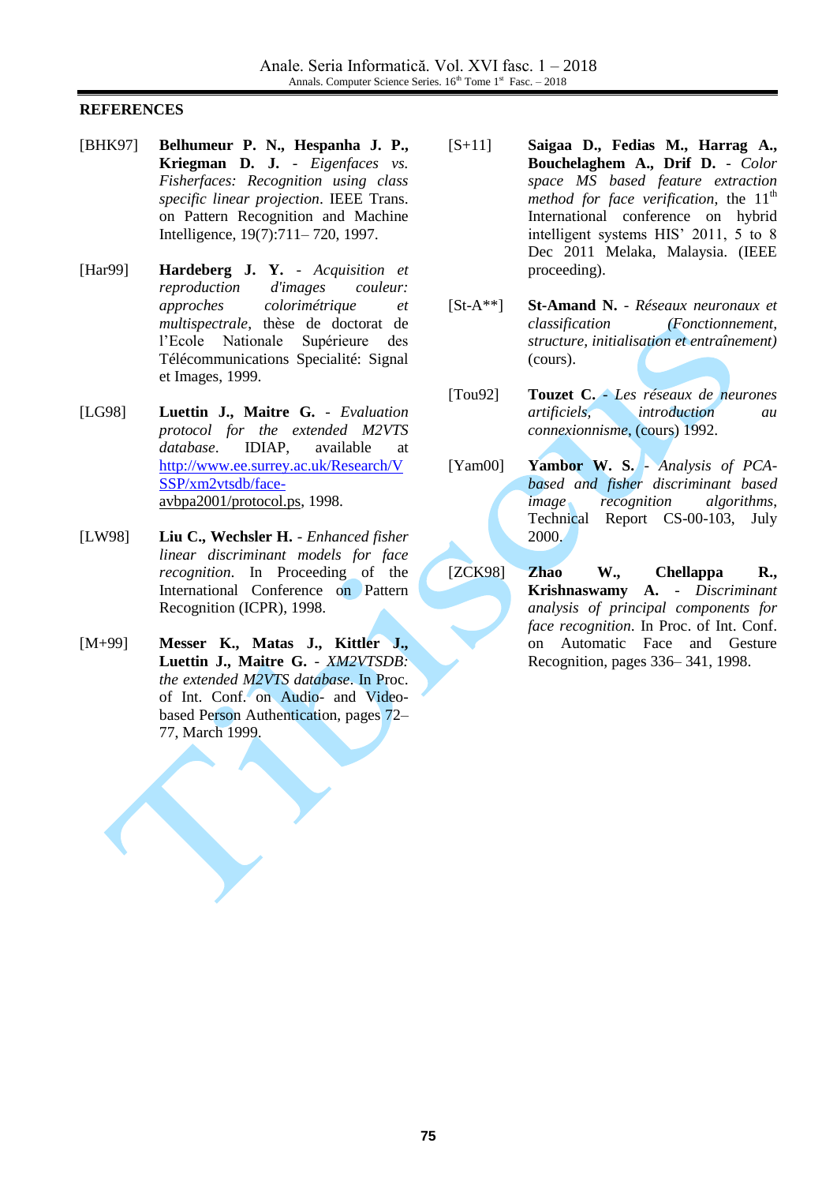## REFERENCES

[BHK97] **Belhumeur P. N., Hespanha J. P., Kriegman D. J.** - *Eigenfaces vs. Fisherfaces: Recognition using class specific linear projection*. IEEE Trans. on Pattern Recognition and Machine Intelligence, 19(7):711– 720, 1997.

[Har99] **Hardeberg J. Y.** - *Acquisition et reproduction d'images couleur: approches colorimétrique et multispectrale*, thèse de doctorat de l'Ecole Nationale Supérieure des Télécommunications Specialité: Signal et Images, 1999.

[LG98] **Luettin J., Maitre G.** - *Evaluation protocol for the extended M2VTS database*. IDIAP, available at http://www.ee.surrey.ac.uk/Research/VSSP/xm2vtsdb/face-avbpa2001/protocol.ps, 1998.

[LW98] **Liu C., Wechsler H.** - *Enhanced fisher linear discriminant models for face recognition*. In Proceeding of the International Conference on Pattern Recognition (ICPR), 1998.

[M+99] **Messer K., Matas J., Kittler J., Luettin J., Maitre G.** - *XM2VTSDB: the extended M2VTS database*. In Proc. of Int. Conf. on Audio- and Video-based Person Authentication, pages 72–77, March 1999.

[S+11] **Saigaa D., Fedias M., Harrag A., Bouchelaghem A., Drif D.** - *Color space MS based feature extraction method for face verification*, the 11th International conference on hybrid intelligent systems HIS' 2011, 5 to 8 Dec 2011 Melaka, Malaysia. (IEEE proceeding).

[St-A**] **St-Amand N.** - *Réseaux neuronaux et classification (Fonctionnement, structure, initialisation et entraînement)* (cours).

[Tou92] **Touzet C.** - *Les réseaux de neurones artificiels, introduction au connexionnisme*, (cours) 1992.

[Yam00] **Yambor W. S.** - *Analysis of PCA-based and fisher discriminant based image recognition algorithms*, Technical Report CS-00-103, July 2000.

[ZCK98] **Zhao W., Chellappa R., Krishnaswamy A.** - *Discriminant analysis of principal components for face recognition*. In Proc. of Int. Conf. on Automatic Face and Gesture Recognition, pages 336– 341, 1998.